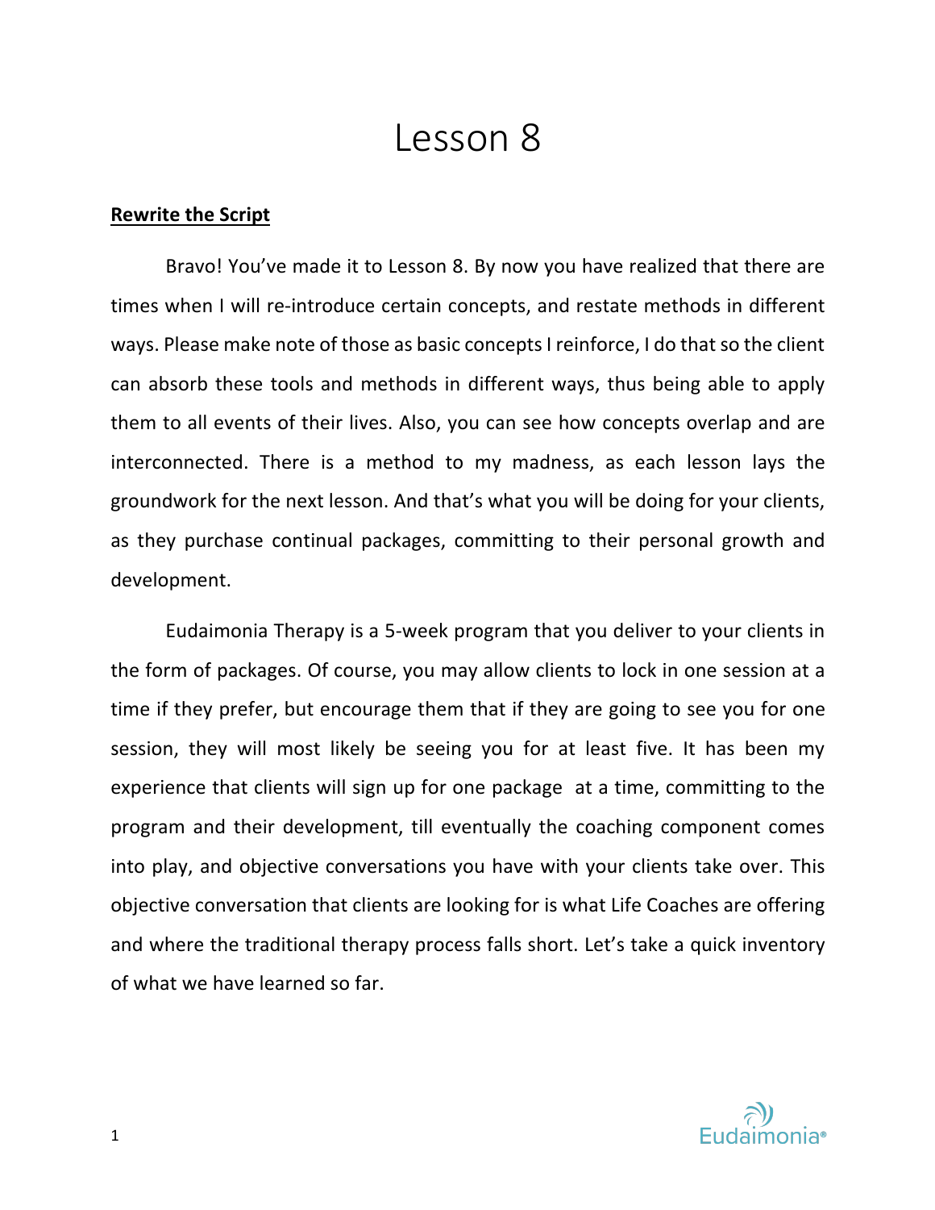# Lesson 8

**Rewrite the Script**

Bravo! You've made it to Lesson 8. By now you have realized that there are times when I will re-introduce certain concepts, and restate methods in different ways. Please make note of those as basic concepts I reinforce, I do that so the client can absorb these tools and methods in different ways, thus being able to apply them to all events of their lives. Also, you can see how concepts overlap and are interconnected. There is a method to my madness, as each lesson lays the groundwork for the next lesson. And that's what you will be doing for your clients, as they purchase continual packages, committing to their personal growth and development.

Eudaimonia Therapy is a 5-week program that you deliver to your clients in the form of packages. Of course, you may allow clients to lock in one session at a time if they prefer, but encourage them that if they are going to see you for one session, they will most likely be seeing you for at least five. It has been my experience that clients will sign up for one package at a time, committing to the program and their development, till eventually the coaching component comes into play, and objective conversations you have with your clients take over. This objective conversation that clients are looking for is what Life Coaches are offering and where the traditional therapy process falls short. Let's take a quick inventory of what we have learned so far.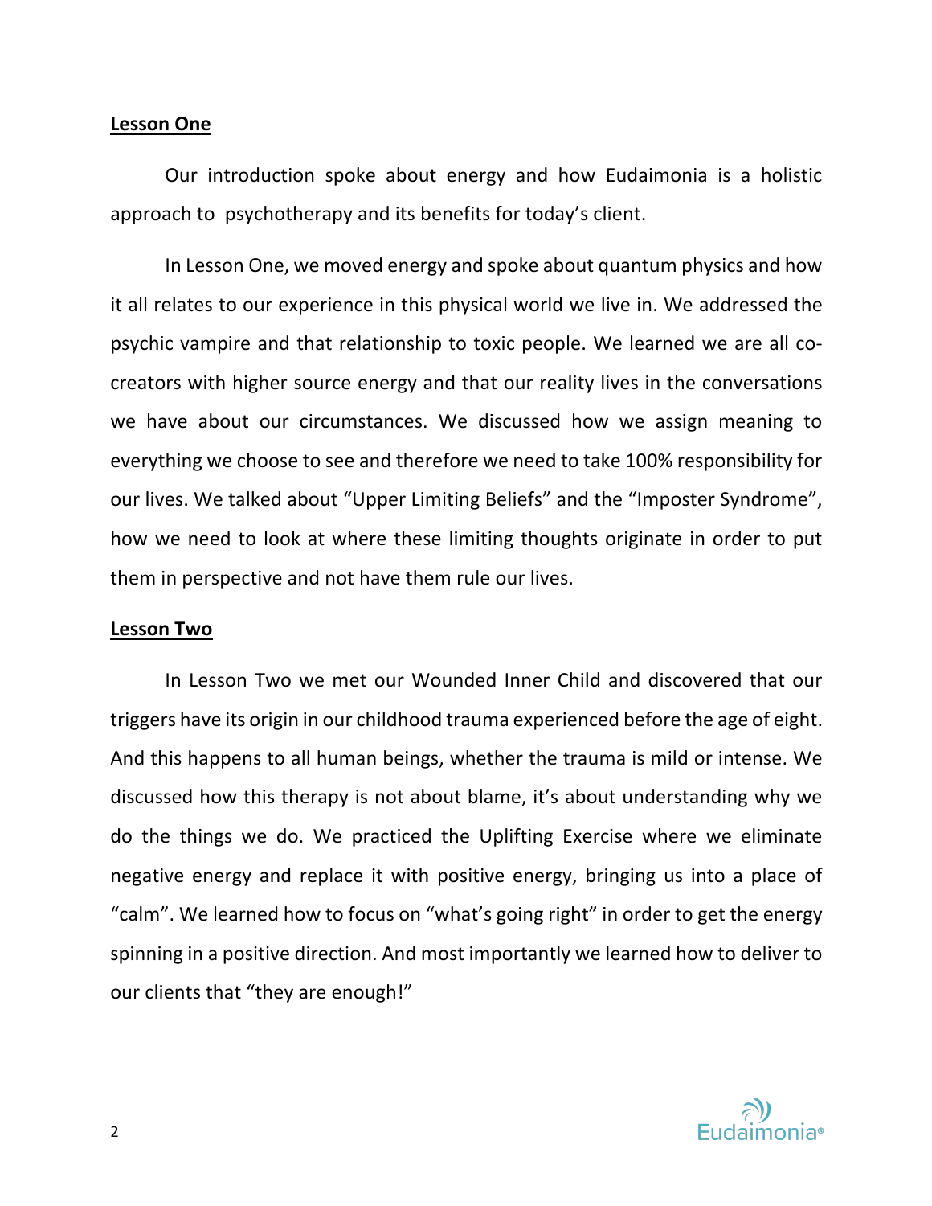**Lesson One**

Our introduction spoke about energy and how Eudaimonia is a holistic approach to psychotherapy and its benefits for today's client.

In Lesson One, we moved energy and spoke about quantum physics and how it all relates to our experience in this physical world we live in. We addressed the psychic vampire and that relationship to toxic people. We learned we are all co-creators with higher source energy and that our reality lives in the conversations we have about our circumstances. We discussed how we assign meaning to everything we choose to see and therefore we need to take 100% responsibility for our lives. We talked about "Upper Limiting Beliefs" and the "Imposter Syndrome", how we need to look at where these limiting thoughts originate in order to put them in perspective and not have them rule our lives.

**Lesson Two**

In Lesson Two we met our Wounded Inner Child and discovered that our triggers have its origin in our childhood trauma experienced before the age of eight. And this happens to all human beings, whether the trauma is mild or intense. We discussed how this therapy is not about blame, it's about understanding why we do the things we do. We practiced the Uplifting Exercise where we eliminate negative energy and replace it with positive energy, bringing us into a place of "calm". We learned how to focus on "what's going right" in order to get the energy spinning in a positive direction. And most importantly we learned how to deliver to our clients that "they are enough!"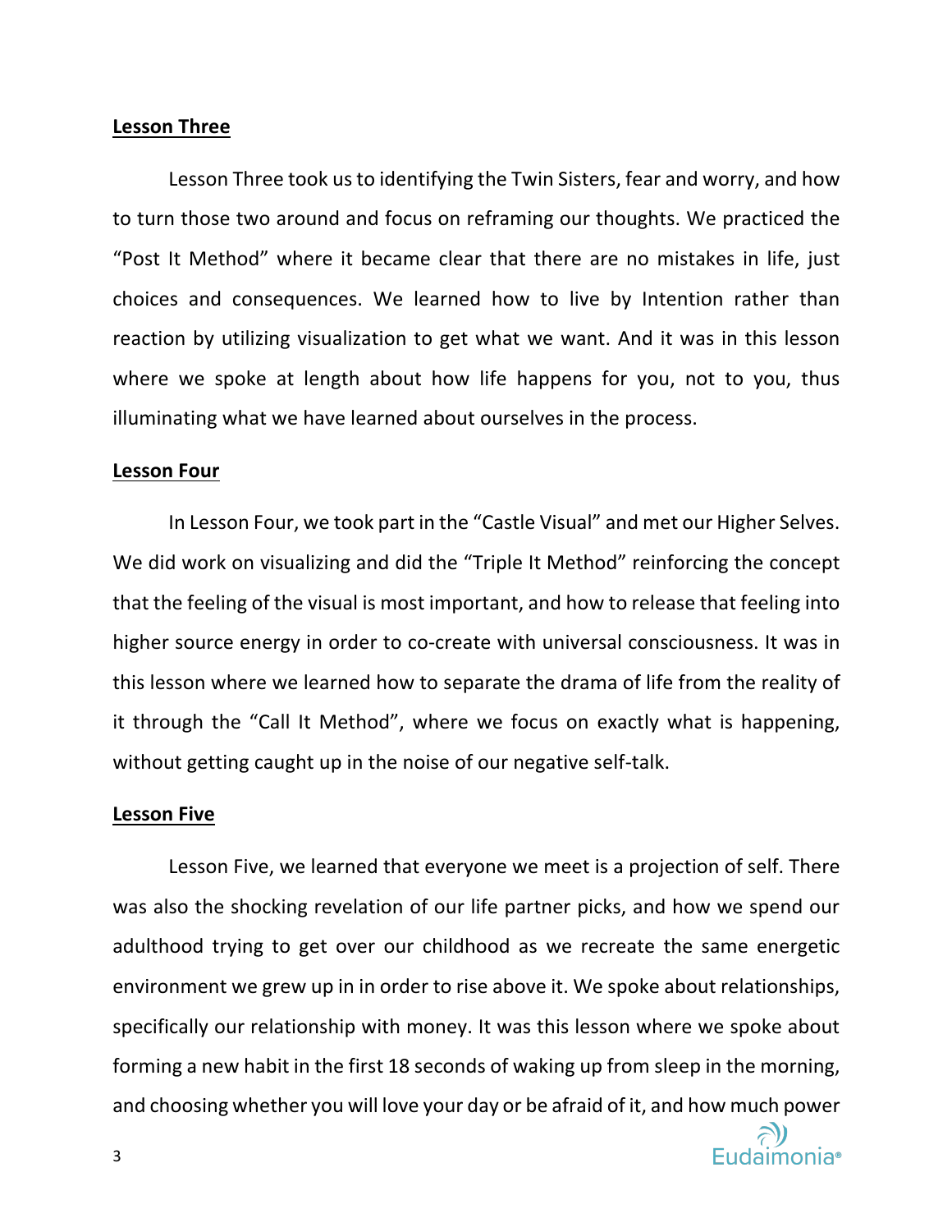**Lesson Three**

Lesson Three took us to identifying the Twin Sisters, fear and worry, and how to turn those two around and focus on reframing our thoughts. We practiced the "Post It Method" where it became clear that there are no mistakes in life, just choices and consequences. We learned how to live by Intention rather than reaction by utilizing visualization to get what we want. And it was in this lesson where we spoke at length about how life happens for you, not to you, thus illuminating what we have learned about ourselves in the process.

**Lesson Four**

In Lesson Four, we took part in the "Castle Visual" and met our Higher Selves. We did work on visualizing and did the "Triple It Method" reinforcing the concept that the feeling of the visual is most important, and how to release that feeling into higher source energy in order to co-create with universal consciousness. It was in this lesson where we learned how to separate the drama of life from the reality of it through the "Call It Method", where we focus on exactly what is happening, without getting caught up in the noise of our negative self-talk.

**Lesson Five**

Lesson Five, we learned that everyone we meet is a projection of self. There was also the shocking revelation of our life partner picks, and how we spend our adulthood trying to get over our childhood as we recreate the same energetic environment we grew up in in order to rise above it. We spoke about relationships, specifically our relationship with money. It was this lesson where we spoke about forming a new habit in the first 18 seconds of waking up from sleep in the morning, and choosing whether you will love your day or be afraid of it, and how much power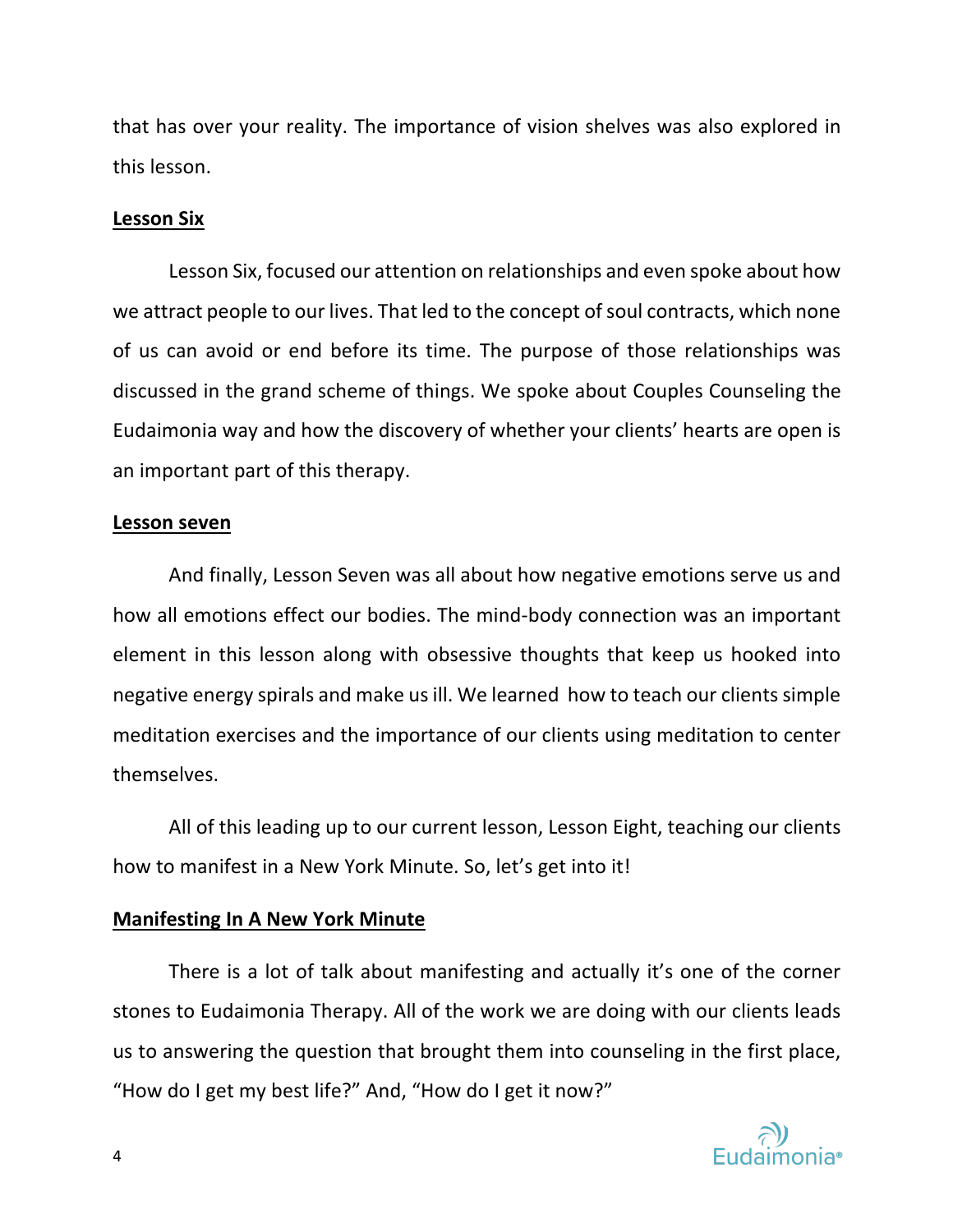that has over your reality. The importance of vision shelves was also explored in this lesson.

**Lesson Six**

Lesson Six, focused our attention on relationships and even spoke about how we attract people to our lives. That led to the concept of soul contracts, which none of us can avoid or end before its time. The purpose of those relationships was discussed in the grand scheme of things. We spoke about Couples Counseling the Eudaimonia way and how the discovery of whether your clients' hearts are open is an important part of this therapy.

**Lesson seven**

And finally, Lesson Seven was all about how negative emotions serve us and how all emotions effect our bodies. The mind-body connection was an important element in this lesson along with obsessive thoughts that keep us hooked into negative energy spirals and make us ill. We learned how to teach our clients simple meditation exercises and the importance of our clients using meditation to center themselves.

All of this leading up to our current lesson, Lesson Eight, teaching our clients how to manifest in a New York Minute. So, let's get into it!

**Manifesting In A New York Minute**

There is a lot of talk about manifesting and actually it's one of the corner stones to Eudaimonia Therapy. All of the work we are doing with our clients leads us to answering the question that brought them into counseling in the first place, "How do I get my best life?" And, "How do I get it now?"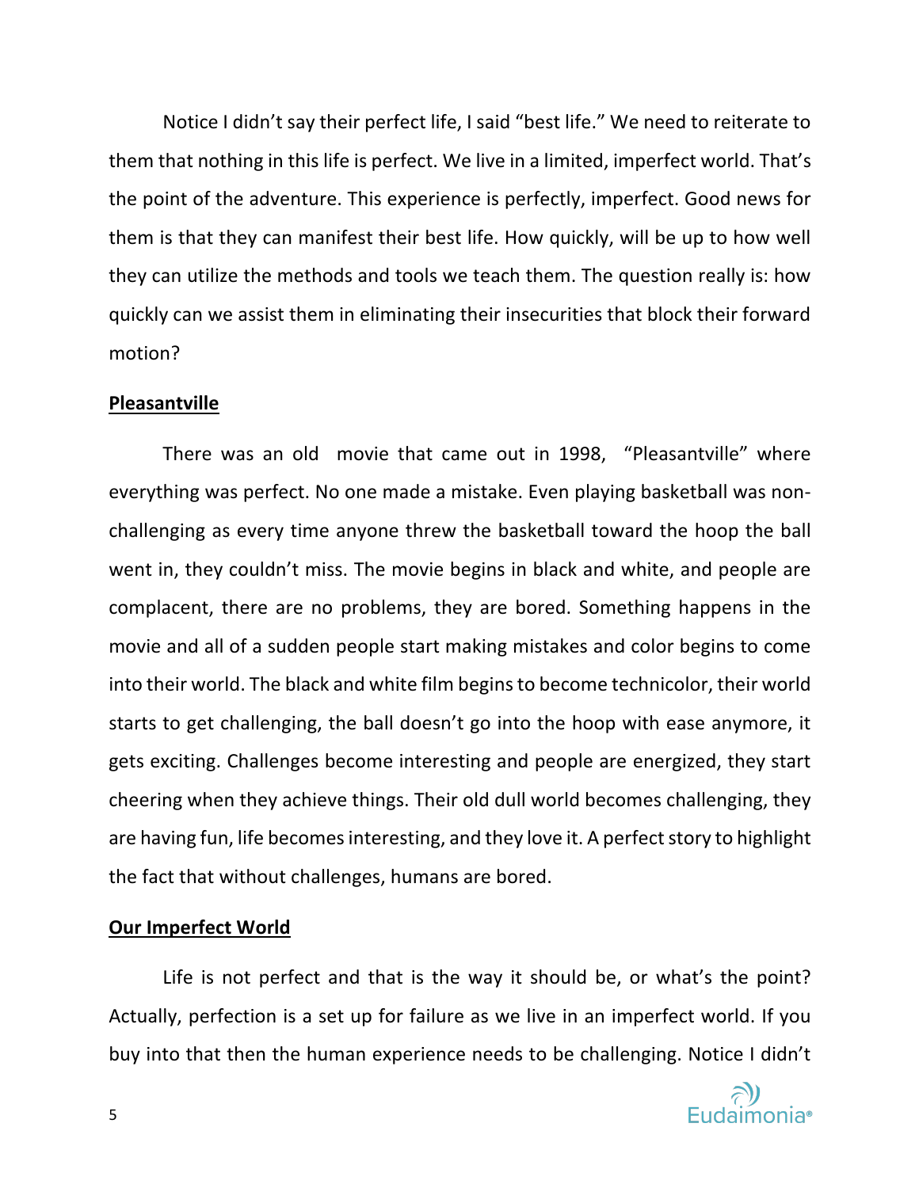Notice I didn't say their perfect life, I said "best life." We need to reiterate to them that nothing in this life is perfect. We live in a limited, imperfect world. That's the point of the adventure. This experience is perfectly, imperfect. Good news for them is that they can manifest their best life. How quickly, will be up to how well they can utilize the methods and tools we teach them. The question really is: how quickly can we assist them in eliminating their insecurities that block their forward motion?

**Pleasantville**

There was an old movie that came out in 1998, "Pleasantville" where everything was perfect. No one made a mistake. Even playing basketball was non-challenging as every time anyone threw the basketball toward the hoop the ball went in, they couldn't miss. The movie begins in black and white, and people are complacent, there are no problems, they are bored. Something happens in the movie and all of a sudden people start making mistakes and color begins to come into their world. The black and white film begins to become technicolor, their world starts to get challenging, the ball doesn't go into the hoop with ease anymore, it gets exciting. Challenges become interesting and people are energized, they start cheering when they achieve things. Their old dull world becomes challenging, they are having fun, life becomes interesting, and they love it. A perfect story to highlight the fact that without challenges, humans are bored.

**Our Imperfect World**

Life is not perfect and that is the way it should be, or what's the point? Actually, perfection is a set up for failure as we live in an imperfect world. If you buy into that then the human experience needs to be challenging. Notice I didn't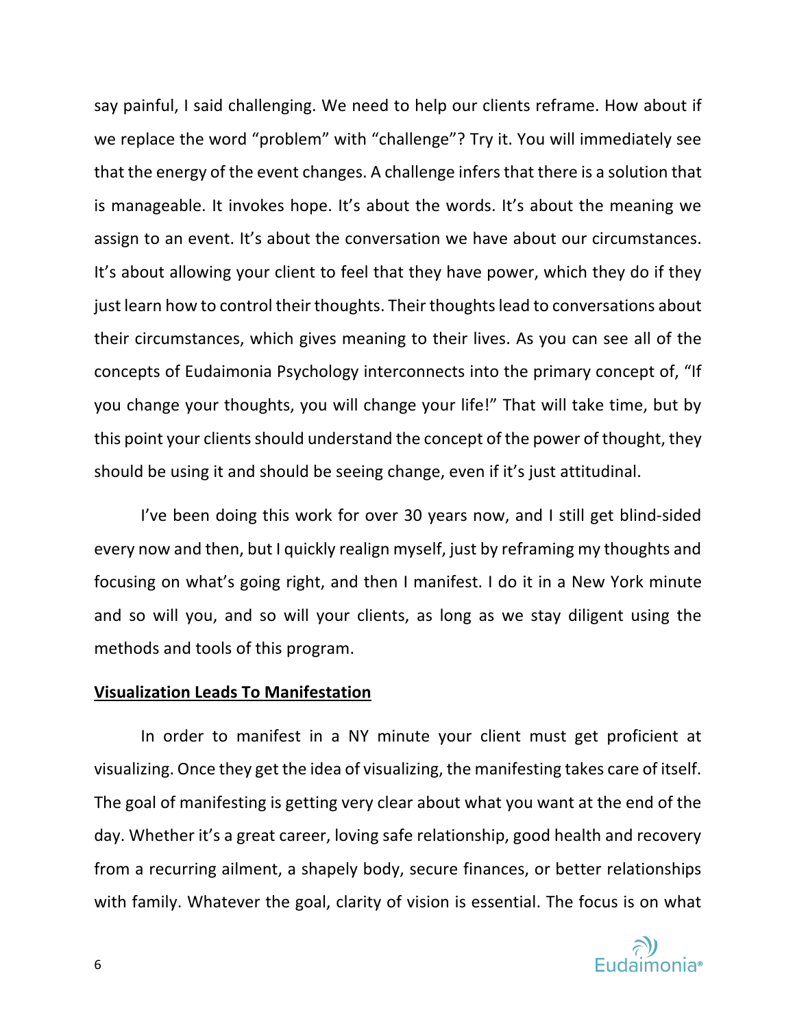say painful, I said challenging. We need to help our clients reframe. How about if we replace the word "problem" with "challenge"? Try it. You will immediately see that the energy of the event changes. A challenge infers that there is a solution that is manageable. It invokes hope. It's about the words. It's about the meaning we assign to an event. It's about the conversation we have about our circumstances. It's about allowing your client to feel that they have power, which they do if they just learn how to control their thoughts. Their thoughts lead to conversations about their circumstances, which gives meaning to their lives. As you can see all of the concepts of Eudaimonia Psychology interconnects into the primary concept of, "If you change your thoughts, you will change your life!" That will take time, but by this point your clients should understand the concept of the power of thought, they should be using it and should be seeing change, even if it's just attitudinal.

I've been doing this work for over 30 years now, and I still get blind-sided every now and then, but I quickly realign myself, just by reframing my thoughts and focusing on what's going right, and then I manifest. I do it in a New York minute and so will you, and so will your clients, as long as we stay diligent using the methods and tools of this program.

**<u>Visualization Leads To Manifestation</u>**

In order to manifest in a NY minute your client must get proficient at visualizing. Once they get the idea of visualizing, the manifesting takes care of itself. The goal of manifesting is getting very clear about what you want at the end of the day. Whether it's a great career, loving safe relationship, good health and recovery from a recurring ailment, a shapely body, secure finances, or better relationships with family. Whatever the goal, clarity of vision is essential. The focus is on what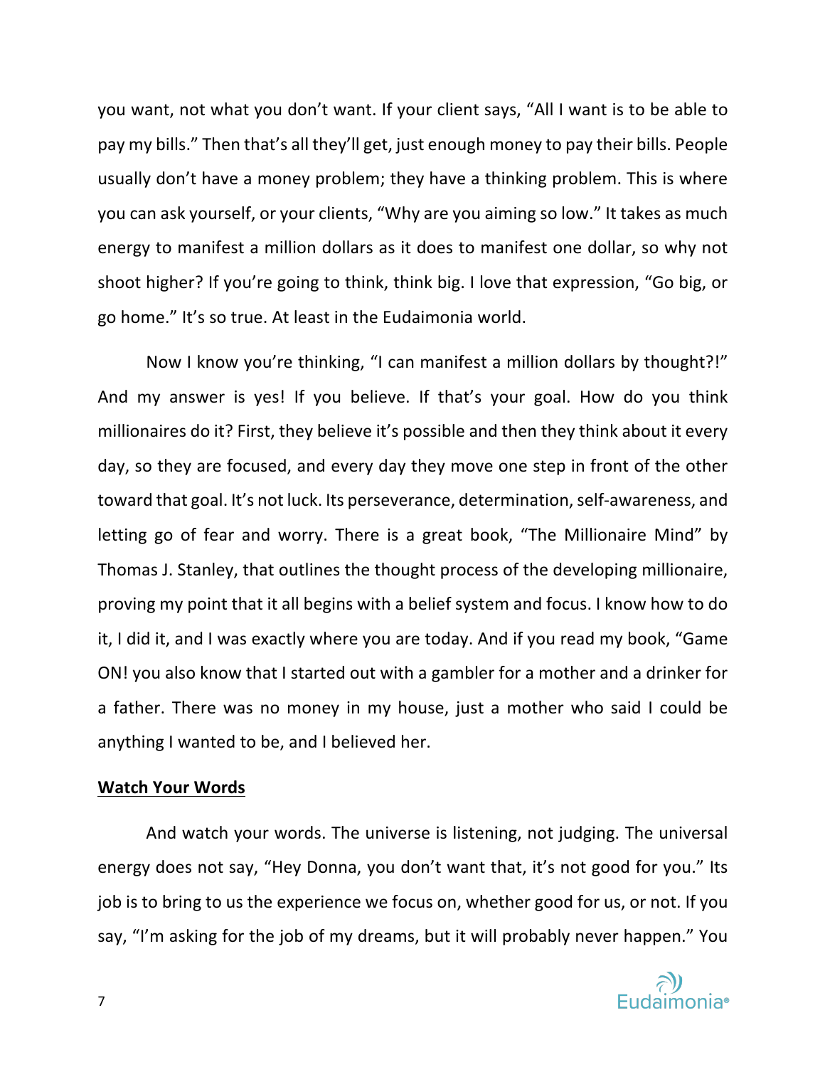you want, not what you don't want. If your client says, "All I want is to be able to pay my bills." Then that's all they'll get, just enough money to pay their bills. People usually don't have a money problem; they have a thinking problem. This is where you can ask yourself, or your clients, "Why are you aiming so low." It takes as much energy to manifest a million dollars as it does to manifest one dollar, so why not shoot higher? If you're going to think, think big. I love that expression, "Go big, or go home." It's so true. At least in the Eudaimonia world.

Now I know you're thinking, "I can manifest a million dollars by thought?!" And my answer is yes! If you believe. If that's your goal. How do you think millionaires do it? First, they believe it's possible and then they think about it every day, so they are focused, and every day they move one step in front of the other toward that goal. It's not luck. Its perseverance, determination, self-awareness, and letting go of fear and worry. There is a great book, "The Millionaire Mind" by Thomas J. Stanley, that outlines the thought process of the developing millionaire, proving my point that it all begins with a belief system and focus. I know how to do it, I did it, and I was exactly where you are today. And if you read my book, "Game ON! you also know that I started out with a gambler for a mother and a drinker for a father. There was no money in my house, just a mother who said I could be anything I wanted to be, and I believed her.

**Watch Your Words**

And watch your words. The universe is listening, not judging. The universal energy does not say, "Hey Donna, you don't want that, it's not good for you." Its job is to bring to us the experience we focus on, whether good for us, or not. If you say, "I'm asking for the job of my dreams, but it will probably never happen." You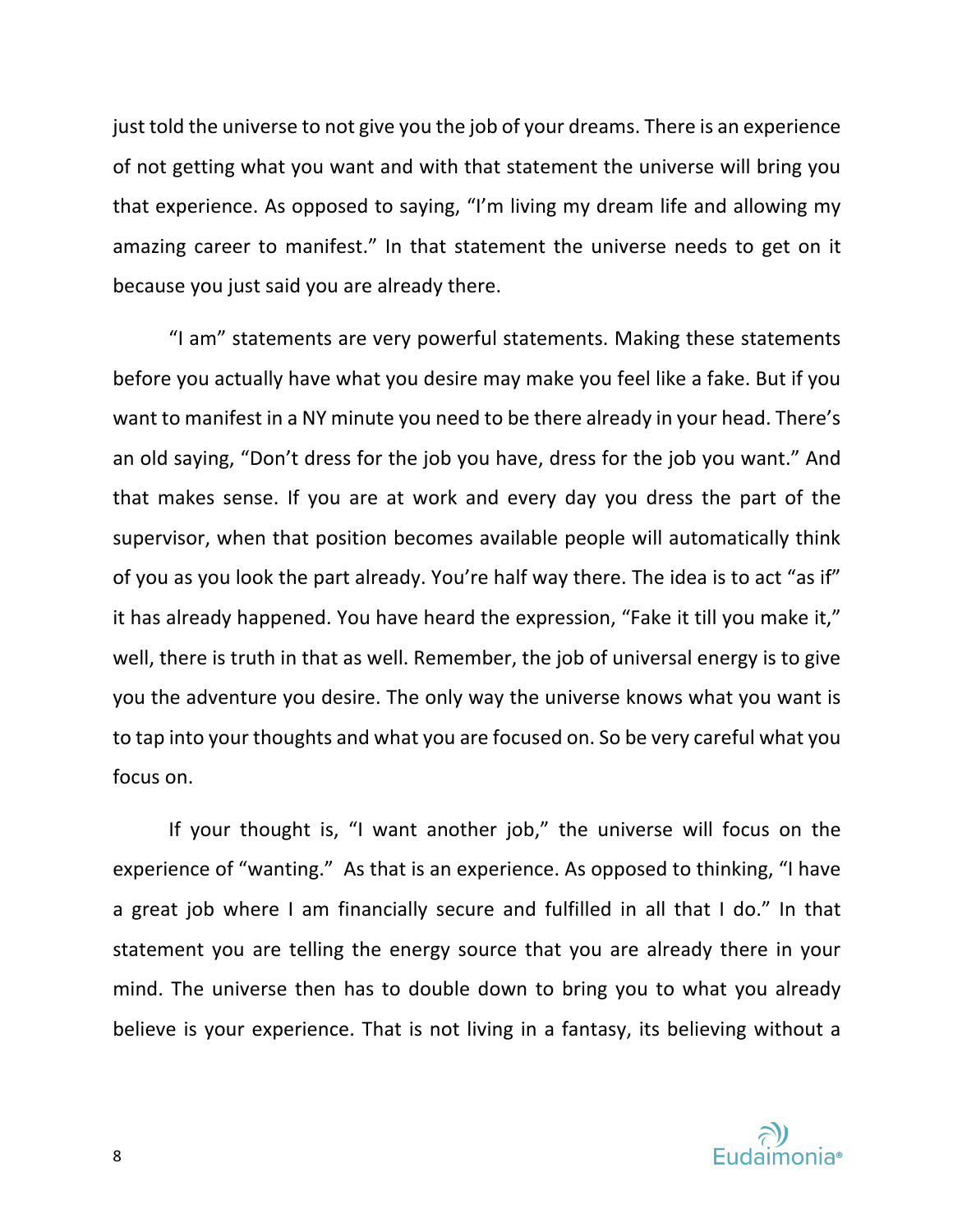just told the universe to not give you the job of your dreams. There is an experience of not getting what you want and with that statement the universe will bring you that experience. As opposed to saying, "I'm living my dream life and allowing my amazing career to manifest." In that statement the universe needs to get on it because you just said you are already there.

"I am" statements are very powerful statements. Making these statements before you actually have what you desire may make you feel like a fake. But if you want to manifest in a NY minute you need to be there already in your head. There's an old saying, "Don't dress for the job you have, dress for the job you want." And that makes sense. If you are at work and every day you dress the part of the supervisor, when that position becomes available people will automatically think of you as you look the part already. You're half way there. The idea is to act "as if" it has already happened. You have heard the expression, "Fake it till you make it," well, there is truth in that as well. Remember, the job of universal energy is to give you the adventure you desire. The only way the universe knows what you want is to tap into your thoughts and what you are focused on. So be very careful what you focus on.

If your thought is, "I want another job," the universe will focus on the experience of "wanting." As that is an experience. As opposed to thinking, "I have a great job where I am financially secure and fulfilled in all that I do." In that statement you are telling the energy source that you are already there in your mind. The universe then has to double down to bring you to what you already believe is your experience. That is not living in a fantasy, its believing without a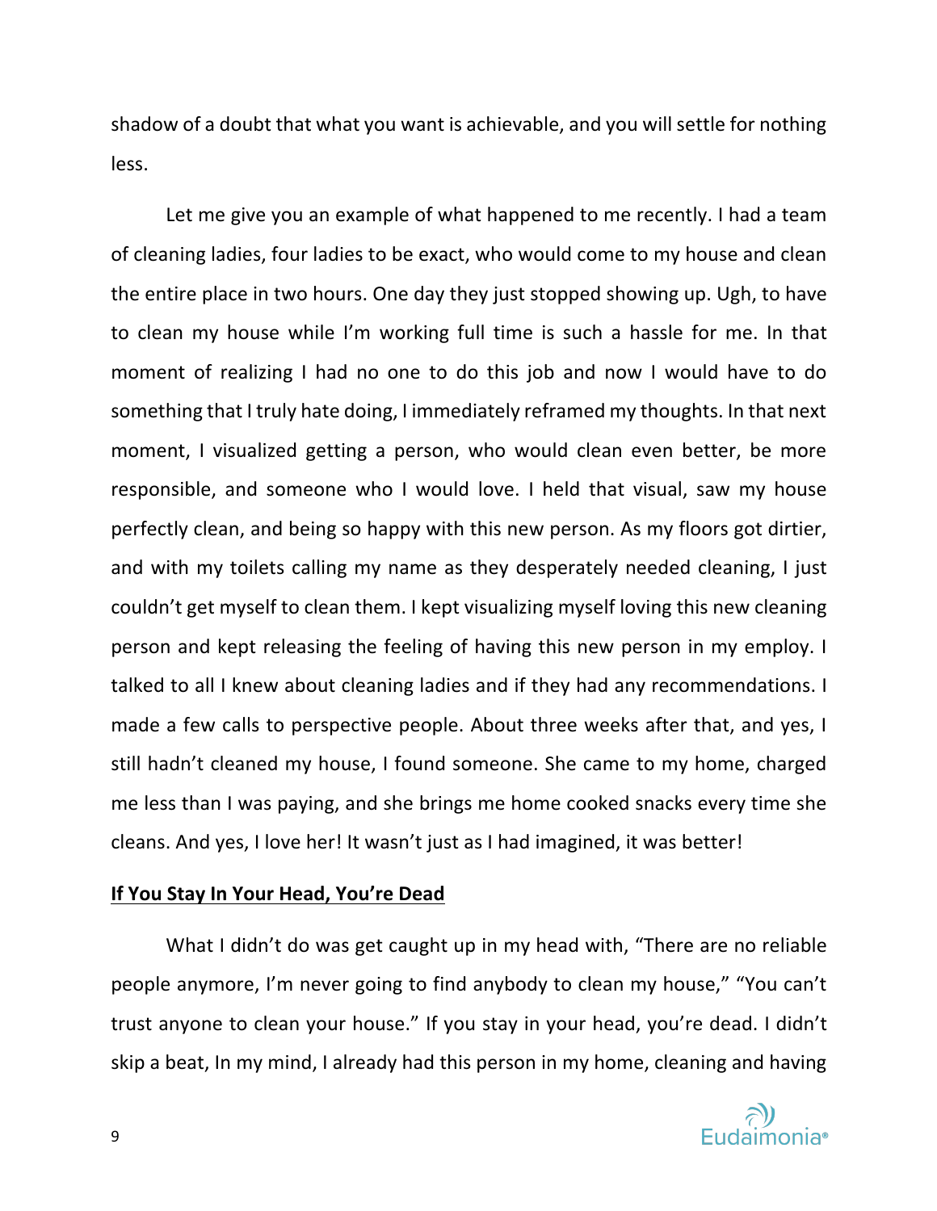shadow of a doubt that what you want is achievable, and you will settle for nothing less.

Let me give you an example of what happened to me recently. I had a team of cleaning ladies, four ladies to be exact, who would come to my house and clean the entire place in two hours. One day they just stopped showing up. Ugh, to have to clean my house while I'm working full time is such a hassle for me. In that moment of realizing I had no one to do this job and now I would have to do something that I truly hate doing, I immediately reframed my thoughts. In that next moment, I visualized getting a person, who would clean even better, be more responsible, and someone who I would love. I held that visual, saw my house perfectly clean, and being so happy with this new person. As my floors got dirtier, and with my toilets calling my name as they desperately needed cleaning, I just couldn't get myself to clean them. I kept visualizing myself loving this new cleaning person and kept releasing the feeling of having this new person in my employ. I talked to all I knew about cleaning ladies and if they had any recommendations. I made a few calls to perspective people. About three weeks after that, and yes, I still hadn't cleaned my house, I found someone. She came to my home, charged me less than I was paying, and she brings me home cooked snacks every time she cleans. And yes, I love her! It wasn't just as I had imagined, it was better!

## **If You Stay In Your Head, You're Dead**

What I didn't do was get caught up in my head with, "There are no reliable people anymore, I'm never going to find anybody to clean my house," "You can't trust anyone to clean your house." If you stay in your head, you're dead. I didn't skip a beat, In my mind, I already had this person in my home, cleaning and having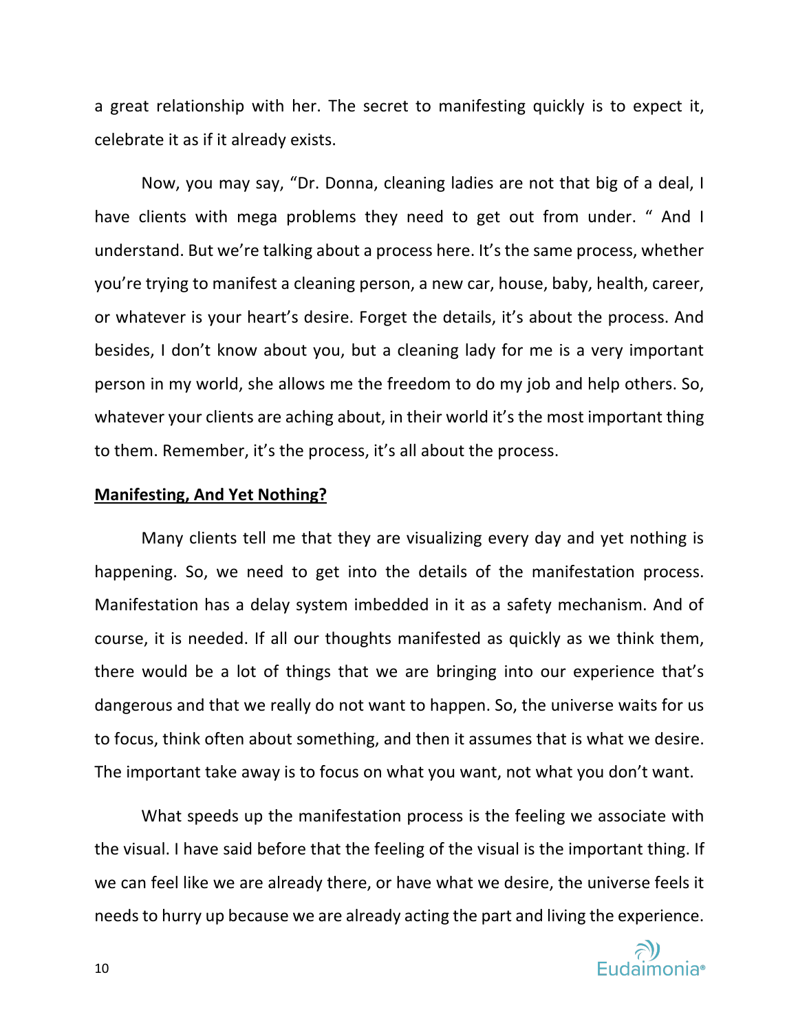a great relationship with her. The secret to manifesting quickly is to expect it, celebrate it as if it already exists.

Now, you may say, "Dr. Donna, cleaning ladies are not that big of a deal, I have clients with mega problems they need to get out from under. " And I understand. But we're talking about a process here. It's the same process, whether you're trying to manifest a cleaning person, a new car, house, baby, health, career, or whatever is your heart's desire. Forget the details, it's about the process. And besides, I don't know about you, but a cleaning lady for me is a very important person in my world, she allows me the freedom to do my job and help others. So, whatever your clients are aching about, in their world it's the most important thing to them. Remember, it's the process, it's all about the process.

**Manifesting, And Yet Nothing?**

Many clients tell me that they are visualizing every day and yet nothing is happening. So, we need to get into the details of the manifestation process. Manifestation has a delay system imbedded in it as a safety mechanism. And of course, it is needed. If all our thoughts manifested as quickly as we think them, there would be a lot of things that we are bringing into our experience that's dangerous and that we really do not want to happen. So, the universe waits for us to focus, think often about something, and then it assumes that is what we desire. The important take away is to focus on what you want, not what you don't want.

What speeds up the manifestation process is the feeling we associate with the visual. I have said before that the feeling of the visual is the important thing. If we can feel like we are already there, or have what we desire, the universe feels it needs to hurry up because we are already acting the part and living the experience.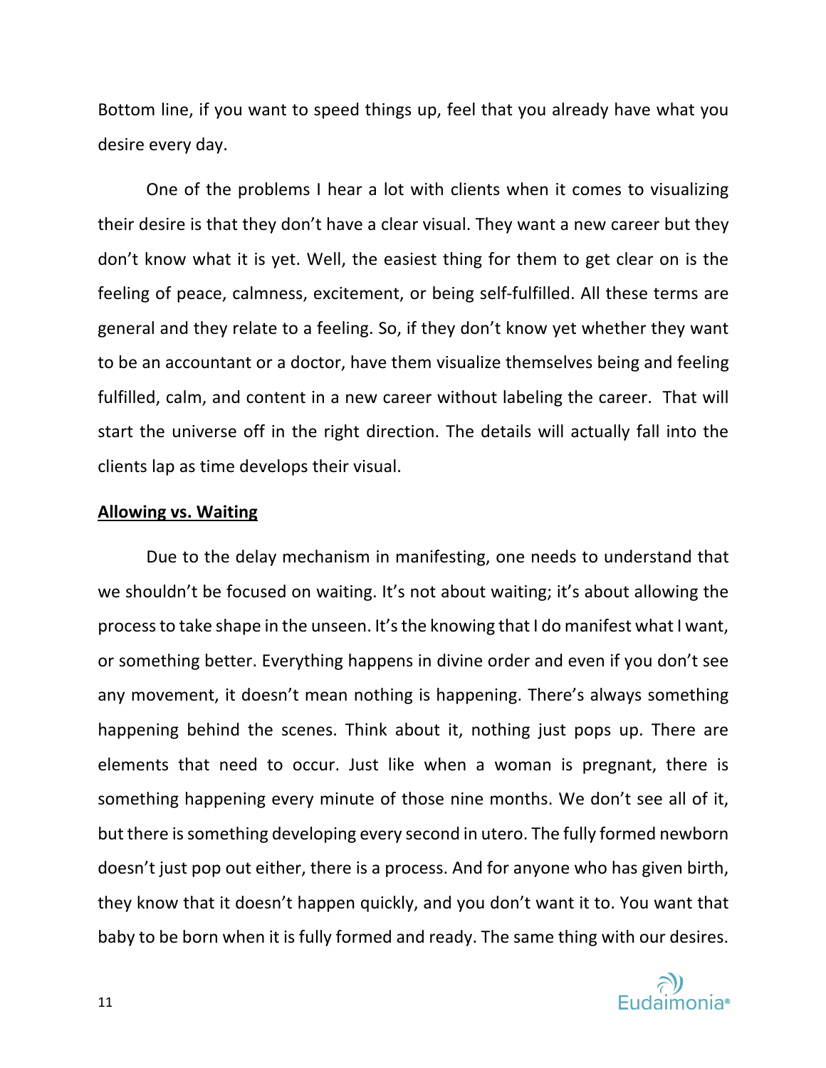Bottom line, if you want to speed things up, feel that you already have what you desire every day.

One of the problems I hear a lot with clients when it comes to visualizing their desire is that they don't have a clear visual. They want a new career but they don't know what it is yet. Well, the easiest thing for them to get clear on is the feeling of peace, calmness, excitement, or being self-fulfilled. All these terms are general and they relate to a feeling. So, if they don't know yet whether they want to be an accountant or a doctor, have them visualize themselves being and feeling fulfilled, calm, and content in a new career without labeling the career. That will start the universe off in the right direction. The details will actually fall into the clients lap as time develops their visual.

**Allowing vs. Waiting**

Due to the delay mechanism in manifesting, one needs to understand that we shouldn't be focused on waiting. It's not about waiting; it's about allowing the process to take shape in the unseen. It's the knowing that I do manifest what I want, or something better. Everything happens in divine order and even if you don't see any movement, it doesn't mean nothing is happening. There's always something happening behind the scenes. Think about it, nothing just pops up. There are elements that need to occur. Just like when a woman is pregnant, there is something happening every minute of those nine months. We don't see all of it, but there is something developing every second in utero. The fully formed newborn doesn't just pop out either, there is a process. And for anyone who has given birth, they know that it doesn't happen quickly, and you don't want it to. You want that baby to be born when it is fully formed and ready. The same thing with our desires.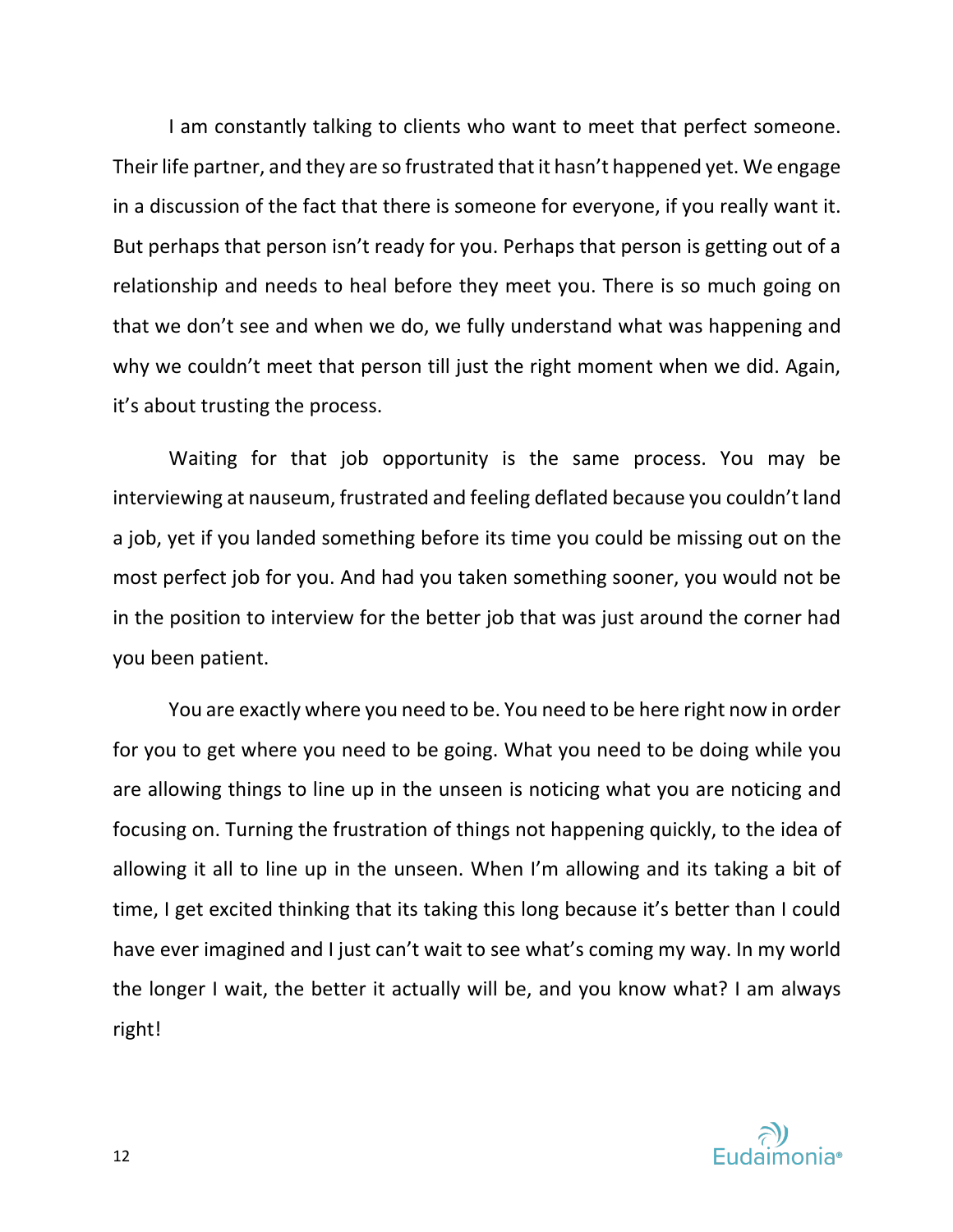I am constantly talking to clients who want to meet that perfect someone. Their life partner, and they are so frustrated that it hasn't happened yet. We engage in a discussion of the fact that there is someone for everyone, if you really want it. But perhaps that person isn't ready for you. Perhaps that person is getting out of a relationship and needs to heal before they meet you. There is so much going on that we don't see and when we do, we fully understand what was happening and why we couldn't meet that person till just the right moment when we did. Again, it's about trusting the process.

Waiting for that job opportunity is the same process. You may be interviewing at nauseum, frustrated and feeling deflated because you couldn't land a job, yet if you landed something before its time you could be missing out on the most perfect job for you. And had you taken something sooner, you would not be in the position to interview for the better job that was just around the corner had you been patient.

You are exactly where you need to be. You need to be here right now in order for you to get where you need to be going. What you need to be doing while you are allowing things to line up in the unseen is noticing what you are noticing and focusing on. Turning the frustration of things not happening quickly, to the idea of allowing it all to line up in the unseen. When I'm allowing and its taking a bit of time, I get excited thinking that its taking this long because it's better than I could have ever imagined and I just can't wait to see what's coming my way. In my world the longer I wait, the better it actually will be, and you know what? I am always right!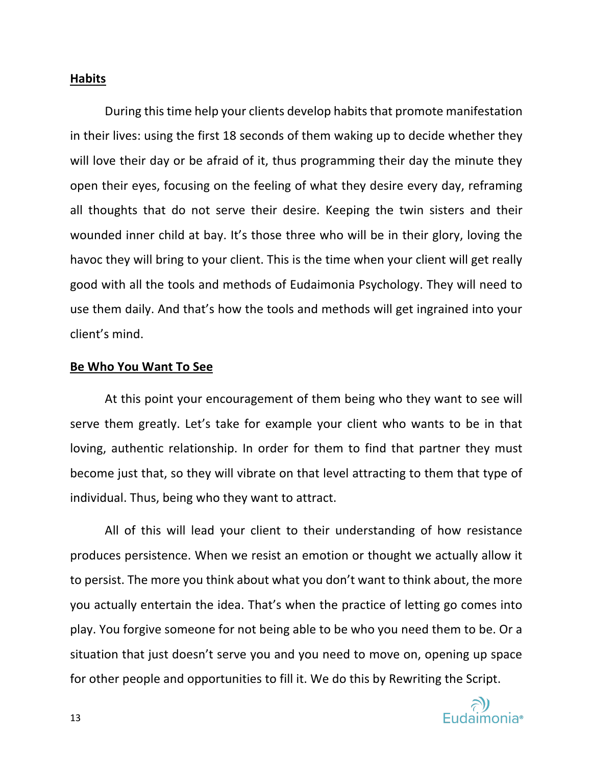**Habits**

During this time help your clients develop habits that promote manifestation in their lives: using the first 18 seconds of them waking up to decide whether they will love their day or be afraid of it, thus programming their day the minute they open their eyes, focusing on the feeling of what they desire every day, reframing all thoughts that do not serve their desire. Keeping the twin sisters and their wounded inner child at bay. It's those three who will be in their glory, loving the havoc they will bring to your client. This is the time when your client will get really good with all the tools and methods of Eudaimonia Psychology. They will need to use them daily. And that's how the tools and methods will get ingrained into your client's mind.

**Be Who You Want To See**

At this point your encouragement of them being who they want to see will serve them greatly. Let's take for example your client who wants to be in that loving, authentic relationship. In order for them to find that partner they must become just that, so they will vibrate on that level attracting to them that type of individual. Thus, being who they want to attract.

All of this will lead your client to their understanding of how resistance produces persistence. When we resist an emotion or thought we actually allow it to persist. The more you think about what you don't want to think about, the more you actually entertain the idea. That's when the practice of letting go comes into play. You forgive someone for not being able to be who you need them to be. Or a situation that just doesn't serve you and you need to move on, opening up space for other people and opportunities to fill it. We do this by Rewriting the Script.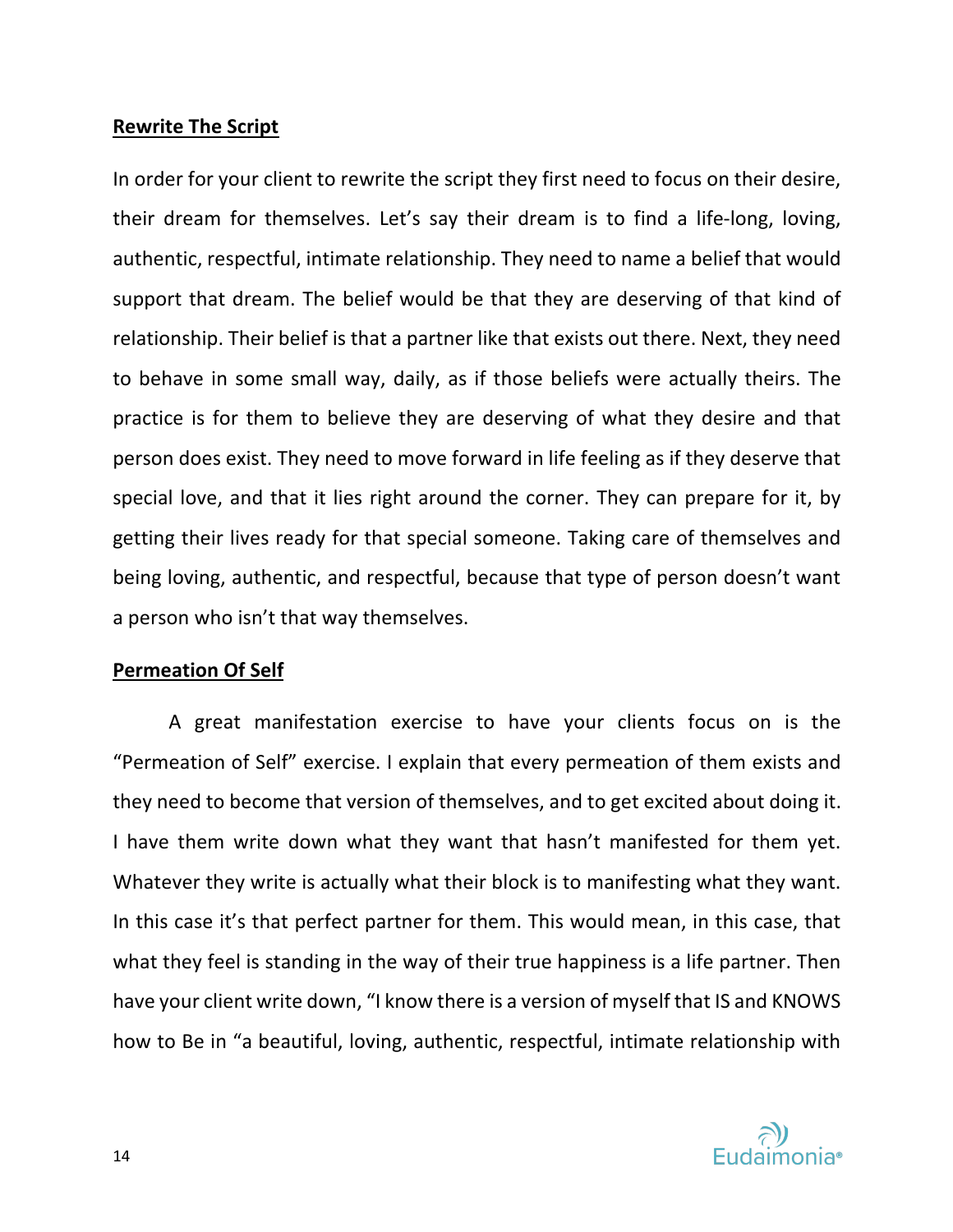**Rewrite The Script**

In order for your client to rewrite the script they first need to focus on their desire, their dream for themselves. Let's say their dream is to find a life-long, loving, authentic, respectful, intimate relationship. They need to name a belief that would support that dream. The belief would be that they are deserving of that kind of relationship. Their belief is that a partner like that exists out there. Next, they need to behave in some small way, daily, as if those beliefs were actually theirs. The practice is for them to believe they are deserving of what they desire and that person does exist. They need to move forward in life feeling as if they deserve that special love, and that it lies right around the corner. They can prepare for it, by getting their lives ready for that special someone. Taking care of themselves and being loving, authentic, and respectful, because that type of person doesn't want a person who isn't that way themselves.

**Permeation Of Self**

A great manifestation exercise to have your clients focus on is the "Permeation of Self" exercise. I explain that every permeation of them exists and they need to become that version of themselves, and to get excited about doing it. I have them write down what they want that hasn't manifested for them yet. Whatever they write is actually what their block is to manifesting what they want. In this case it's that perfect partner for them. This would mean, in this case, that what they feel is standing in the way of their true happiness is a life partner. Then have your client write down, "I know there is a version of myself that IS and KNOWS how to Be in "a beautiful, loving, authentic, respectful, intimate relationship with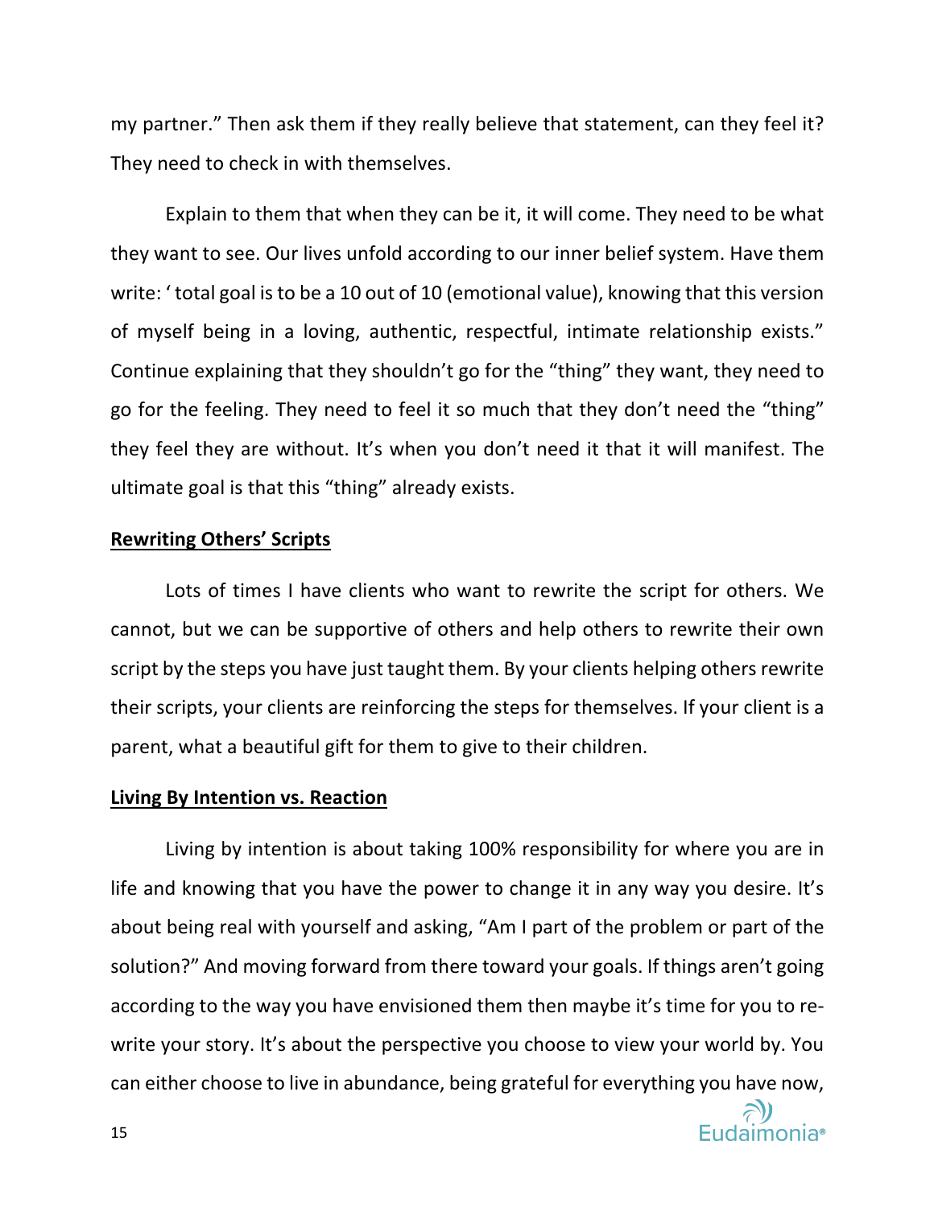my partner." Then ask them if they really believe that statement, can they feel it? They need to check in with themselves.

Explain to them that when they can be it, it will come. They need to be what they want to see. Our lives unfold according to our inner belief system. Have them write: ' total goal is to be a 10 out of 10 (emotional value), knowing that this version of myself being in a loving, authentic, respectful, intimate relationship exists." Continue explaining that they shouldn't go for the "thing" they want, they need to go for the feeling. They need to feel it so much that they don't need the "thing" they feel they are without. It's when you don't need it that it will manifest. The ultimate goal is that this "thing" already exists.

**Rewriting Others' Scripts**

Lots of times I have clients who want to rewrite the script for others. We cannot, but we can be supportive of others and help others to rewrite their own script by the steps you have just taught them. By your clients helping others rewrite their scripts, your clients are reinforcing the steps for themselves. If your client is a parent, what a beautiful gift for them to give to their children.

**Living By Intention vs. Reaction**

Living by intention is about taking 100% responsibility for where you are in life and knowing that you have the power to change it in any way you desire. It's about being real with yourself and asking, "Am I part of the problem or part of the solution?" And moving forward from there toward your goals. If things aren't going according to the way you have envisioned them then maybe it's time for you to re-write your story. It's about the perspective you choose to view your world by. You can either choose to live in abundance, being grateful for everything you have now,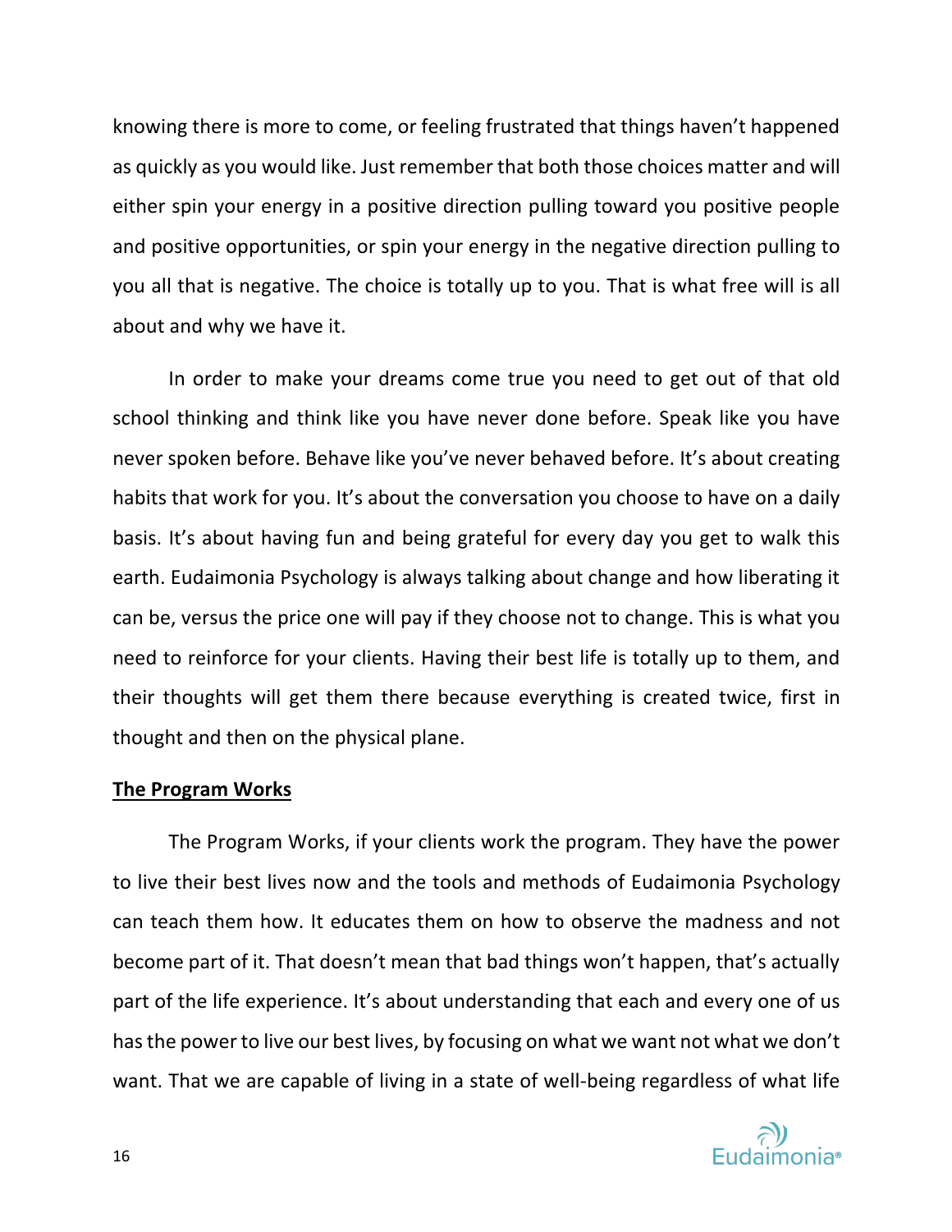knowing there is more to come, or feeling frustrated that things haven't happened as quickly as you would like. Just remember that both those choices matter and will either spin your energy in a positive direction pulling toward you positive people and positive opportunities, or spin your energy in the negative direction pulling to you all that is negative. The choice is totally up to you. That is what free will is all about and why we have it.

In order to make your dreams come true you need to get out of that old school thinking and think like you have never done before. Speak like you have never spoken before. Behave like you've never behaved before. It's about creating habits that work for you. It's about the conversation you choose to have on a daily basis. It's about having fun and being grateful for every day you get to walk this earth. Eudaimonia Psychology is always talking about change and how liberating it can be, versus the price one will pay if they choose not to change. This is what you need to reinforce for your clients. Having their best life is totally up to them, and their thoughts will get them there because everything is created twice, first in thought and then on the physical plane.

## The Program Works

The Program Works, if your clients work the program. They have the power to live their best lives now and the tools and methods of Eudaimonia Psychology can teach them how. It educates them on how to observe the madness and not become part of it. That doesn't mean that bad things won't happen, that's actually part of the life experience. It's about understanding that each and every one of us has the power to live our best lives, by focusing on what we want not what we don't want. That we are capable of living in a state of well-being regardless of what life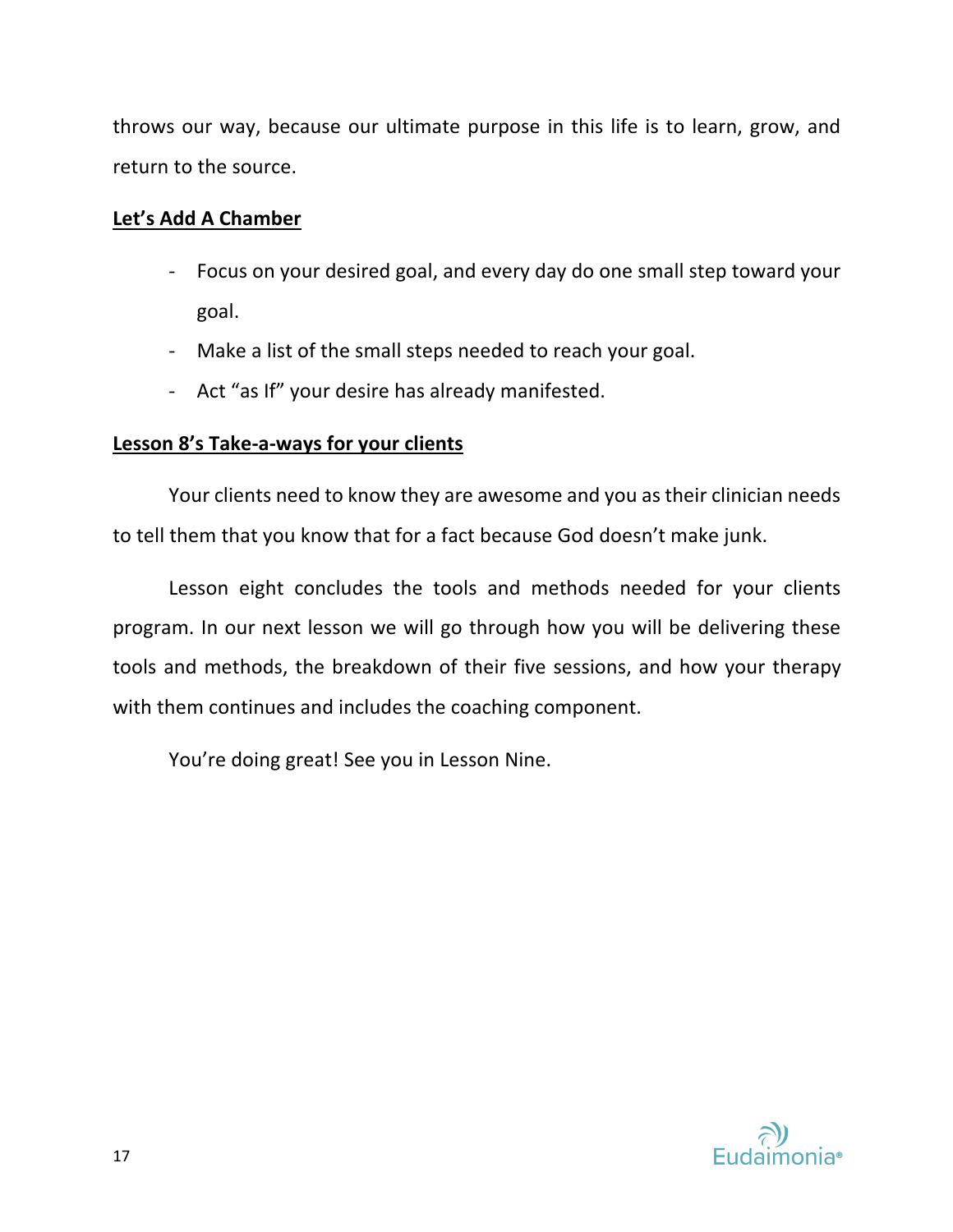throws our way, because our ultimate purpose in this life is to learn, grow, and return to the source.

**Let's Add A Chamber**

- Focus on your desired goal, and every day do one small step toward your goal.
- Make a list of the small steps needed to reach your goal.
- Act "as If" your desire has already manifested.

**Lesson 8's Take-a-ways for your clients**

Your clients need to know they are awesome and you as their clinician needs to tell them that you know that for a fact because God doesn't make junk.

Lesson eight concludes the tools and methods needed for your clients program. In our next lesson we will go through how you will be delivering these tools and methods, the breakdown of their five sessions, and how your therapy with them continues and includes the coaching component.

You're doing great! See you in Lesson Nine.